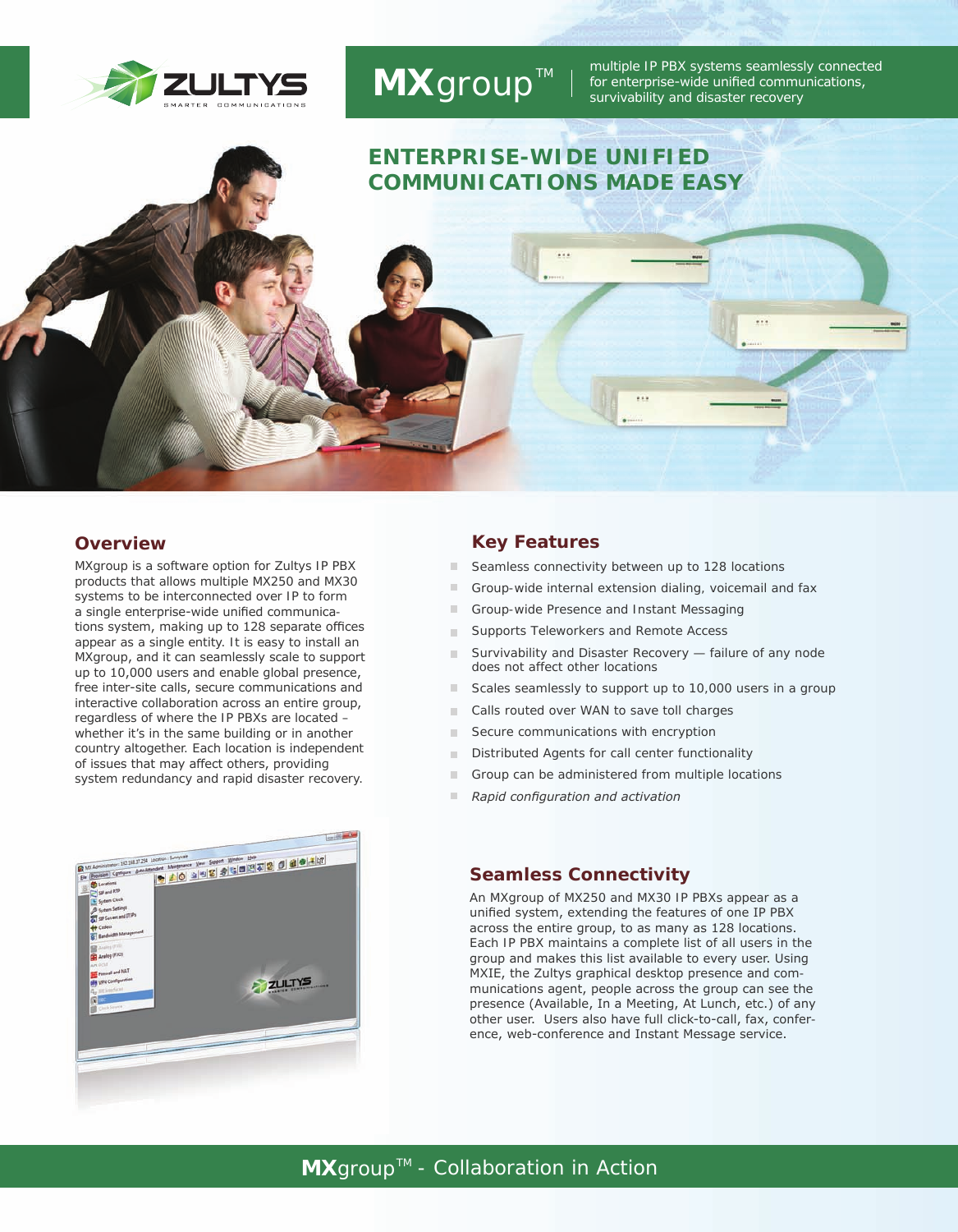# MXgroup™

multiple IP PBX systems seamlessly connected for enterprise-wide unified communications, survivability and disaster recovery

## ENTERPRISE-WIDE UNIFIED COMMUNICATIONS MADE EASY

## Overview

MXgroup is a software option for Zultys IP PBX products that allows multiple MX250 and MX30 systems to be interconnected over IP to form a single enterprise-wide unified communications system, making up to 128 separate offices appear as a single entity. It is easy to install an MXgroup, and it can seamlessly scale to support up to 10,000 users and enable global presence, free inter-site calls, secure communications and interactive collaboration across an entire group, regardless of where the IP PBXs are located – whether it's in the same building or in another country altogether. Each location is independent of issues that may affect others, providing system redundancy and rapid disaster recovery.

## Key Features

- Seamless connectivity between up to 128 locations
- Group-wide internal extension dialing, voicemail and fax
- Group-wide Presence and Instant Messaging
- Supports Teleworkers and Remote Access
- Survivability and Disaster Recovery — failure of any node does not affect other locations
- Scales seamlessly to support up to 10,000 users in a group
- Calls routed over WAN to save toll charges
- Secure communications with encryption
- Distributed Agents for call center functionality
- Group can be administered from multiple locations
- *Rapid configuration and activation*

## Seamless Connectivity

An MXgroup of MX250 and MX30 IP PBXs appear as a unified system, extending the features of one IP PBX across the entire group, to as many as 128 locations. Each IP PBX maintains a complete list of all users in the group and makes this list available to every user. Using MXIE, the Zultys graphical desktop presence and communications agent, people across the group can see the presence (Available, In a Meeting, At Lunch, etc.) of any other user. Users also have full click-to-call, fax, conference, web-conference and Instant Message service.

**MX**group™ - Collaboration in Action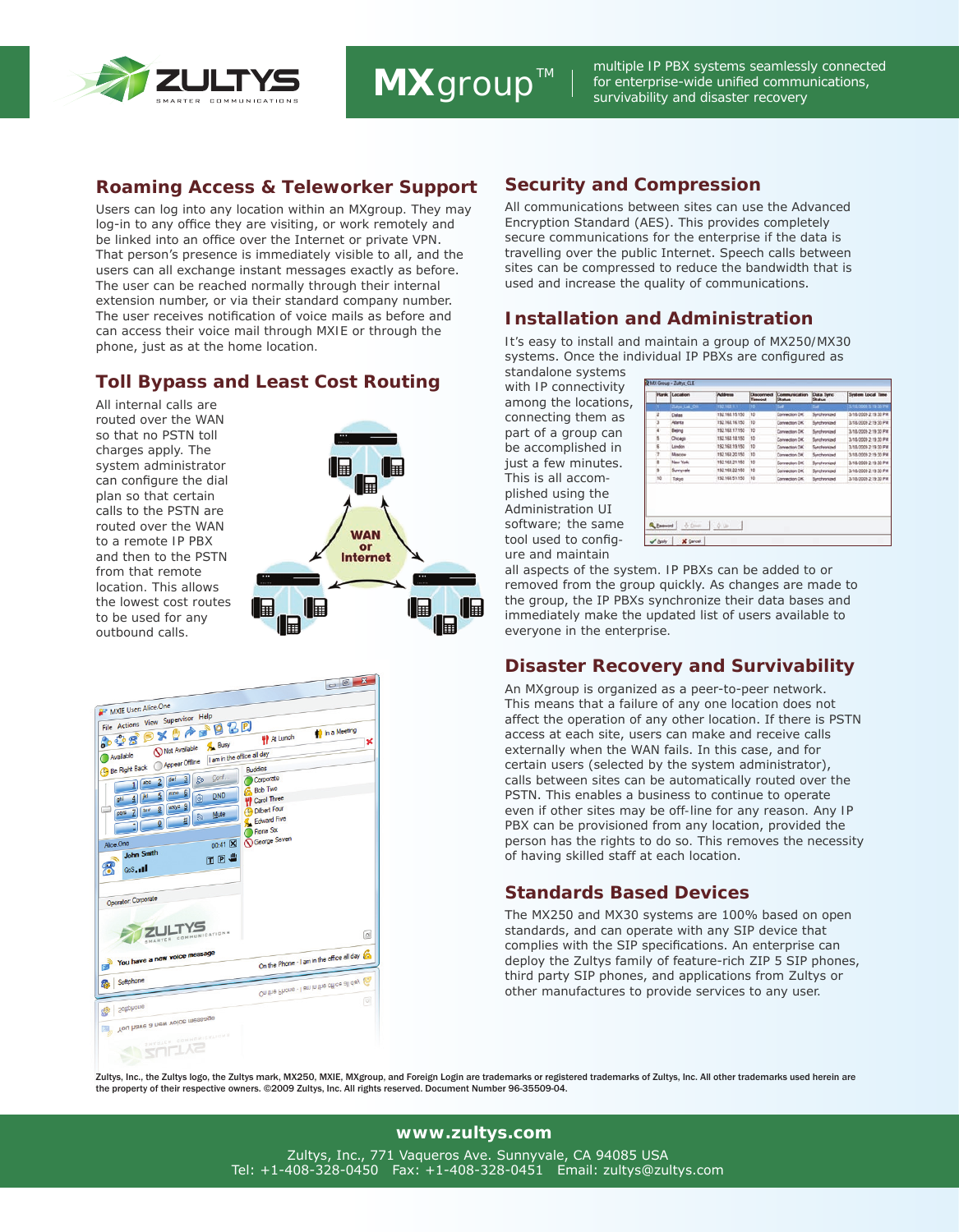# MXgroup™

multiple IP PBX systems seamlessly connected for enterprise-wide unified communications, survivability and disaster recovery

## Roaming Access & Teleworker Support

Users can log into any location within an MXgroup. They may log-in to any office they are visiting, or work remotely and be linked into an office over the Internet or private VPN. That person's presence is immediately visible to all, and the users can all exchange instant messages exactly as before. The user can be reached normally through their internal extension number, or via their standard company number. The user receives notification of voice mails as before and can access their voice mail through MXIE or through the phone, just as at the home location.

## Toll Bypass and Least Cost Routing

All internal calls are routed over the WAN so that no PSTN toll charges apply. The system administrator can configure the dial plan so that certain calls to the PSTN are routed over the WAN to a remote IP PBX and then to the PSTN from that remote location. This allows the lowest cost routes to be used for any outbound calls.

WAN
or
Internet

## Security and Compression

All communications between sites can use the Advanced Encryption Standard (AES). This provides completely secure communications for the enterprise if the data is travelling over the public Internet. Speech calls between sites can be compressed to reduce the bandwidth that is used and increase the quality of communications.

## Installation and Administration

It's easy to install and maintain a group of MX250/MX30 systems. Once the individual IP PBXs are configured as standalone systems with IP connectivity among the locations, connecting them as part of a group can be accomplished in just a few minutes. This is all accomplished using the Administration UI software; the same tool used to configure and maintain all aspects of the system. IP PBXs can be added to or removed from the group quickly. As changes are made to the group, the IP PBXs synchronize their data bases and immediately make the updated list of users available to everyone in the enterprise.

## Disaster Recovery and Survivability

An MXgroup is organized as a peer-to-peer network. This means that a failure of any one location does not affect the operation of any other location. If there is PSTN access at each site, users can make and receive calls externally when the WAN fails. In this case, and for certain users (selected by the system administrator), calls between sites can be automatically routed over the PSTN. This enables a business to continue to operate even if other sites may be off-line for any reason. Any IP PBX can be provisioned from any location, provided the person has the rights to do so. This removes the necessity of having skilled staff at each location.

## Standards Based Devices

The MX250 and MX30 systems are 100% based on open standards, and can operate with any SIP device that complies with the SIP specifications. An enterprise can deploy the Zultys family of feature-rich ZIP 5 SIP phones, third party SIP phones, and applications from Zultys or other manufactures to provide services to any user.

Zultys, Inc., the Zultys logo, the Zultys mark, MX250, MXIE, MXgroup, and Foreign Login are trademarks or registered trademarks of Zultys, Inc. All other trademarks used herein are the property of their respective owners. ©2009 Zultys, Inc. All rights reserved. Document Number 96-35509-04.

**www.zultys.com**

Zultys, Inc., 771 Vaqueros Ave. Sunnyvale, CA 94085 USA
Tel: +1-408-328-0450 Fax: +1-408-328-0451 Email: zultys@zultys.com